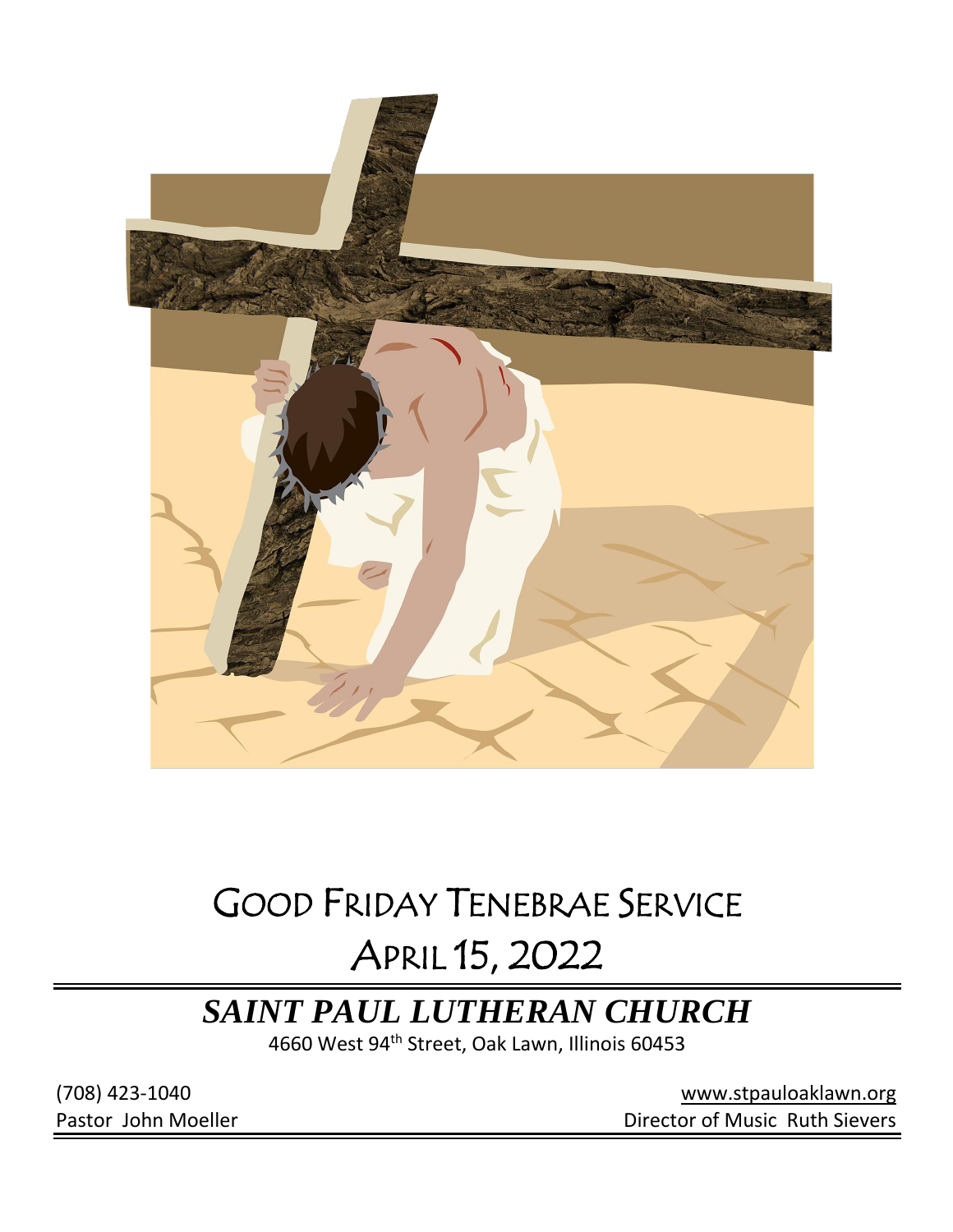# Good Friday Tenebrae Service

# April 15, 2022

## *SAINT PAUL LUTHERAN CHURCH*

4660 West 94th Street, Oak Lawn, Illinois 60453

(708) 423-1040 | www.stpauloaklawn.org

Pastor John Moeller | Director of Music Ruth Sievers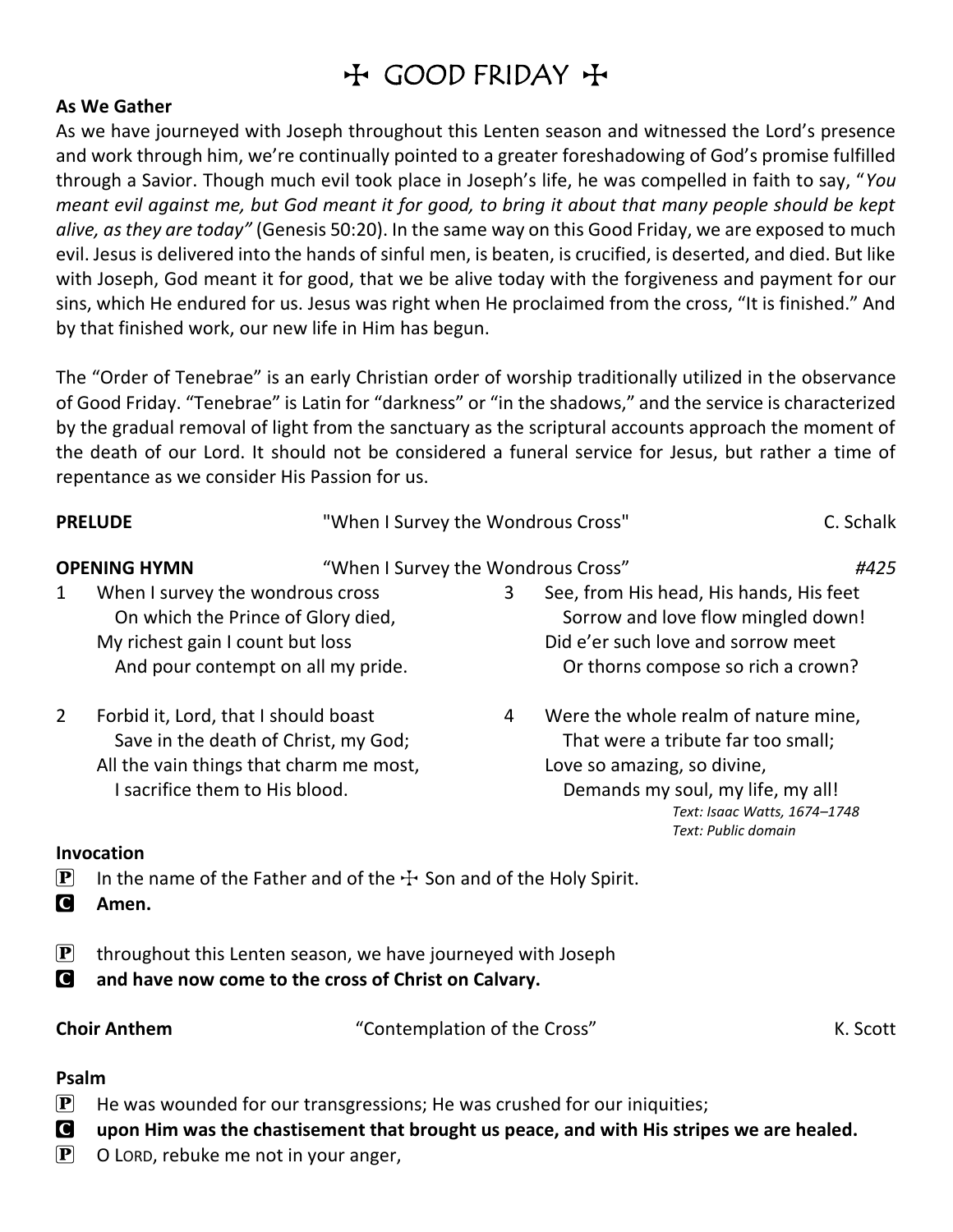# ✠ GOOD FRIDAY ✠

**As We Gather**

As we have journeyed with Joseph throughout this Lenten season and witnessed the Lord's presence and work through him, we're continually pointed to a greater foreshadowing of God's promise fulfilled through a Savior. Though much evil took place in Joseph's life, he was compelled in faith to say, "*You meant evil against me, but God meant it for good, to bring it about that many people should be kept alive, as they are today"* (Genesis 50:20). In the same way on this Good Friday, we are exposed to much evil. Jesus is delivered into the hands of sinful men, is beaten, is crucified, is deserted, and died. But like with Joseph, God meant it for good, that we be alive today with the forgiveness and payment for our sins, which He endured for us. Jesus was right when He proclaimed from the cross, "It is finished." And by that finished work, our new life in Him has begun.

The "Order of Tenebrae" is an early Christian order of worship traditionally utilized in the observance of Good Friday. "Tenebrae" is Latin for "darkness" or "in the shadows," and the service is characterized by the gradual removal of light from the sanctuary as the scriptural accounts approach the moment of the death of our Lord. It should not be considered a funeral service for Jesus, but rather a time of repentance as we consider His Passion for us.

**PRELUDE** "When I Survey the Wondrous Cross" C. Schalk

**OPENING HYMN** "When I Survey the Wondrous Cross" *#425*

1 When I survey the wondrous cross
  On which the Prince of Glory died,
My richest gain I count but loss
  And pour contempt on all my pride.

2 Forbid it, Lord, that I should boast
  Save in the death of Christ, my God;
All the vain things that charm me most,
  I sacrifice them to His blood.

3 See, from His head, His hands, His feet
  Sorrow and love flow mingled down!
Did e'er such love and sorrow meet
  Or thorns compose so rich a crown?

4 Were the whole realm of nature mine,
  That were a tribute far too small;
Love so amazing, so divine,
  Demands my soul, my life, my all!

*Text: Isaac Watts, 1674–1748*
*Text: Public domain*

**Invocation**

P In the name of the Father and of the ✠ Son and of the Holy Spirit.
C **Amen.**

P throughout this Lenten season, we have journeyed with Joseph
C **and have now come to the cross of Christ on Calvary.**

**Choir Anthem** "Contemplation of the Cross" K. Scott

**Psalm**

P He was wounded for our transgressions; He was crushed for our iniquities;
C **upon Him was the chastisement that brought us peace, and with His stripes we are healed.**
P O LORD, rebuke me not in your anger,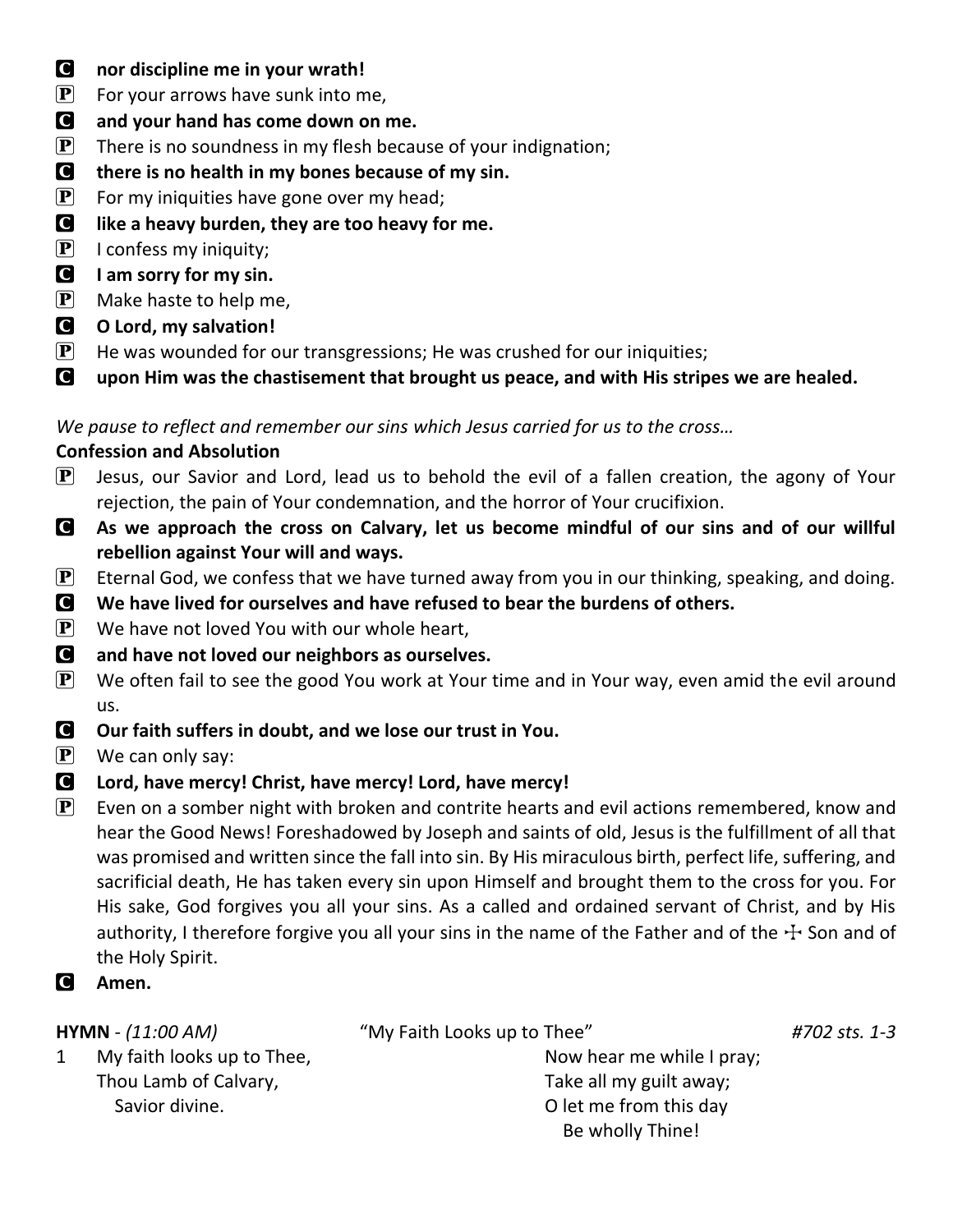**C** **nor discipline me in your wrath!**

**P** For your arrows have sunk into me,

**C** **and your hand has come down on me.**

**P** There is no soundness in my flesh because of your indignation;

**C** **there is no health in my bones because of my sin.**

**P** For my iniquities have gone over my head;

**C** **like a heavy burden, they are too heavy for me.**

**P** I confess my iniquity;

**C** **I am sorry for my sin.**

**P** Make haste to help me,

**C** **O Lord, my salvation!**

**P** He was wounded for our transgressions; He was crushed for our iniquities;

**C** **upon Him was the chastisement that brought us peace, and with His stripes we are healed.**

*We pause to reflect and remember our sins which Jesus carried for us to the cross…*

**Confession and Absolution**

**P** Jesus, our Savior and Lord, lead us to behold the evil of a fallen creation, the agony of Your rejection, the pain of Your condemnation, and the horror of Your crucifixion.

**C** **As we approach the cross on Calvary, let us become mindful of our sins and of our willful rebellion against Your will and ways.**

**P** Eternal God, we confess that we have turned away from you in our thinking, speaking, and doing.

**C** **We have lived for ourselves and have refused to bear the burdens of others.**

**P** We have not loved You with our whole heart,

**C** **and have not loved our neighbors as ourselves.**

**P** We often fail to see the good You work at Your time and in Your way, even amid the evil around us.

**C** **Our faith suffers in doubt, and we lose our trust in You.**

**P** We can only say:

**C** **Lord, have mercy! Christ, have mercy! Lord, have mercy!**

**P** Even on a somber night with broken and contrite hearts and evil actions remembered, know and hear the Good News! Foreshadowed by Joseph and saints of old, Jesus is the fulfillment of all that was promised and written since the fall into sin. By His miraculous birth, perfect life, suffering, and sacrificial death, He has taken every sin upon Himself and brought them to the cross for you. For His sake, God forgives you all your sins. As a called and ordained servant of Christ, and by His authority, I therefore forgive you all your sins in the name of the Father and of the ☩ Son and of the Holy Spirit.

**C** **Amen.**

**HYMN** - *(11:00 AM)* "My Faith Looks up to Thee" *#702 sts. 1-3*

1 My faith looks up to Thee,
Thou Lamb of Calvary,
Savior divine.
Now hear me while I pray;
Take all my guilt away;
O let me from this day
Be wholly Thine!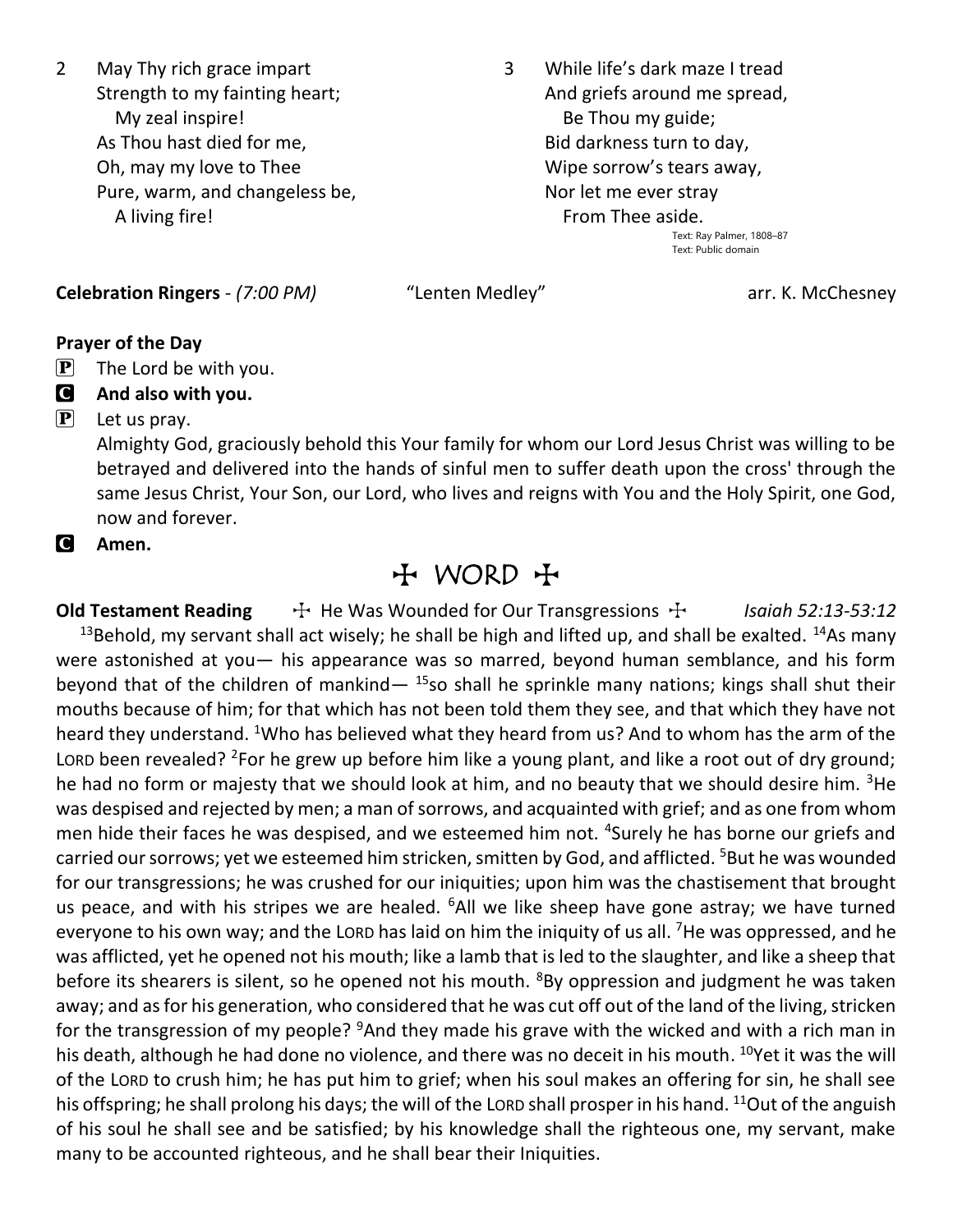2 May Thy rich grace impart
Strength to my fainting heart;
My zeal inspire!
As Thou hast died for me,
Oh, may my love to Thee
Pure, warm, and changeless be,
A living fire!

3 While life's dark maze I tread
And griefs around me spread,
Be Thou my guide;
Bid darkness turn to day,
Wipe sorrow's tears away,
Nor let me ever stray
From Thee aside.

Text: Ray Palmer, 1808–87
Text: Public domain

**Celebration Ringers** - *(7:00 PM)* "Lenten Medley" arr. K. McChesney

**Prayer of the Day**

P The Lord be with you.

C **And also with you.**

P Let us pray.
Almighty God, graciously behold this Your family for whom our Lord Jesus Christ was willing to be betrayed and delivered into the hands of sinful men to suffer death upon the cross' through the same Jesus Christ, Your Son, our Lord, who lives and reigns with You and the Holy Spirit, one God, now and forever.

C **Amen.**

# ✠ WORD ✠

**Old Testament Reading** ✠ He Was Wounded for Our Transgressions ✠ *Isaiah 52:13-53:12*

[13]Behold, my servant shall act wisely; he shall be high and lifted up, and shall be exalted. [14]As many were astonished at you— his appearance was so marred, beyond human semblance, and his form beyond that of the children of mankind— [15]so shall he sprinkle many nations; kings shall shut their mouths because of him; for that which has not been told them they see, and that which they have not heard they understand. [1]Who has believed what they heard from us? And to whom has the arm of the LORD been revealed? [2]For he grew up before him like a young plant, and like a root out of dry ground; he had no form or majesty that we should look at him, and no beauty that we should desire him. [3]He was despised and rejected by men; a man of sorrows, and acquainted with grief; and as one from whom men hide their faces he was despised, and we esteemed him not. [4]Surely he has borne our griefs and carried our sorrows; yet we esteemed him stricken, smitten by God, and afflicted. [5]But he was wounded for our transgressions; he was crushed for our iniquities; upon him was the chastisement that brought us peace, and with his stripes we are healed. [6]All we like sheep have gone astray; we have turned everyone to his own way; and the LORD has laid on him the iniquity of us all. [7]He was oppressed, and he was afflicted, yet he opened not his mouth; like a lamb that is led to the slaughter, and like a sheep that before its shearers is silent, so he opened not his mouth. [8]By oppression and judgment he was taken away; and as for his generation, who considered that he was cut off out of the land of the living, stricken for the transgression of my people? [9]And they made his grave with the wicked and with a rich man in his death, although he had done no violence, and there was no deceit in his mouth. [10]Yet it was the will of the LORD to crush him; he has put him to grief; when his soul makes an offering for sin, he shall see his offspring; he shall prolong his days; the will of the LORD shall prosper in his hand. [11]Out of the anguish of his soul he shall see and be satisfied; by his knowledge shall the righteous one, my servant, make many to be accounted righteous, and he shall bear their Iniquities.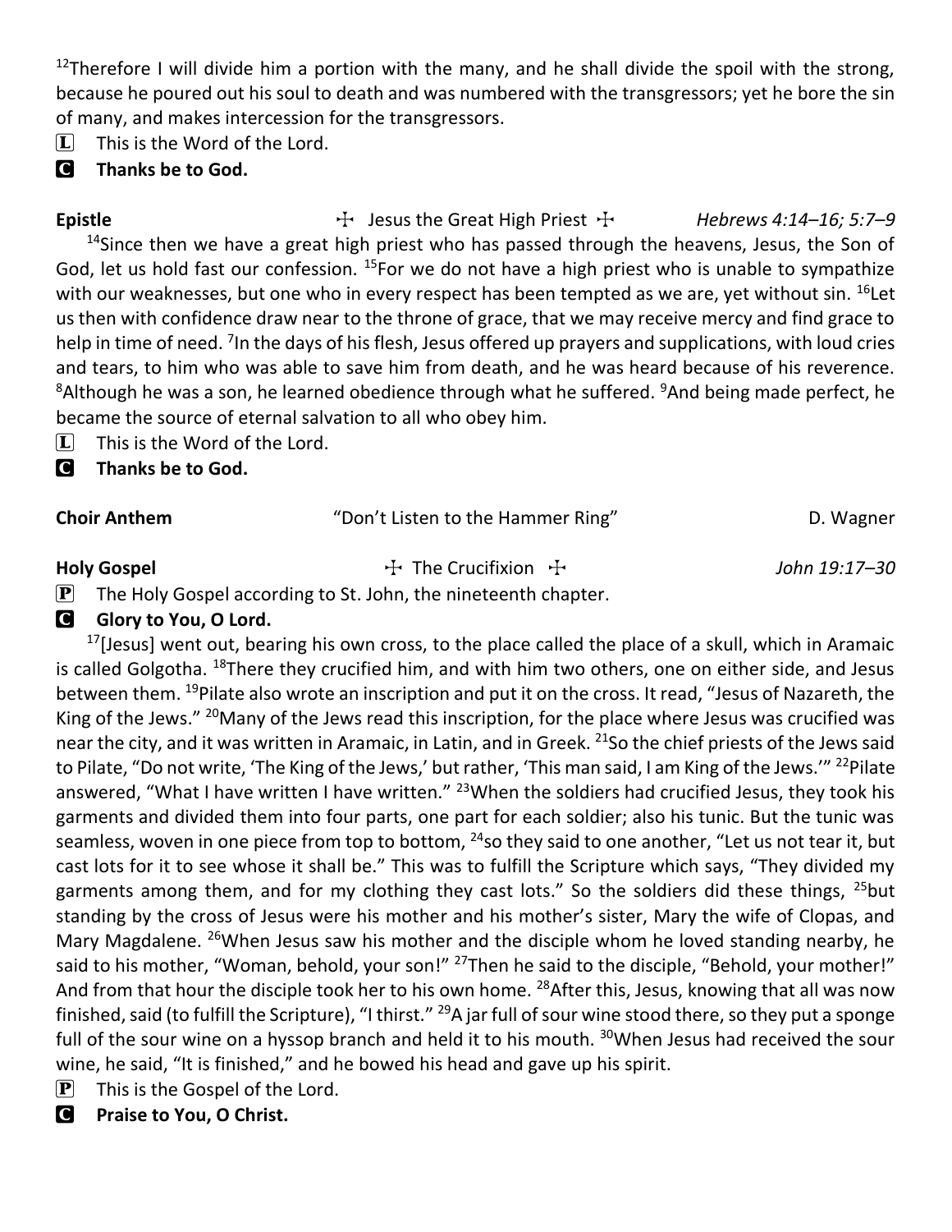[12]Therefore I will divide him a portion with the many, and he shall divide the spoil with the strong, because he poured out his soul to death and was numbered with the transgressors; yet he bore the sin of many, and makes intercession for the transgressors.

L This is the Word of the Lord.

C **Thanks be to God.**

**Epistle** ☩ Jesus the Great High Priest ☩ *Hebrews 4:14–16; 5:7–9*

[14]Since then we have a great high priest who has passed through the heavens, Jesus, the Son of God, let us hold fast our confession. [15]For we do not have a high priest who is unable to sympathize with our weaknesses, but one who in every respect has been tempted as we are, yet without sin. [16]Let us then with confidence draw near to the throne of grace, that we may receive mercy and find grace to help in time of need. [7]In the days of his flesh, Jesus offered up prayers and supplications, with loud cries and tears, to him who was able to save him from death, and he was heard because of his reverence. [8]Although he was a son, he learned obedience through what he suffered. [9]And being made perfect, he became the source of eternal salvation to all who obey him.

L This is the Word of the Lord.

C **Thanks be to God.**

**Choir Anthem** "Don't Listen to the Hammer Ring" D. Wagner

**Holy Gospel** ☩ The Crucifixion ☩ *John 19:17–30*

P The Holy Gospel according to St. John, the nineteenth chapter.

C **Glory to You, O Lord.**

[17][Jesus] went out, bearing his own cross, to the place called the place of a skull, which in Aramaic is called Golgotha. [18]There they crucified him, and with him two others, one on either side, and Jesus between them. [19]Pilate also wrote an inscription and put it on the cross. It read, "Jesus of Nazareth, the King of the Jews." [20]Many of the Jews read this inscription, for the place where Jesus was crucified was near the city, and it was written in Aramaic, in Latin, and in Greek. [21]So the chief priests of the Jews said to Pilate, "Do not write, 'The King of the Jews,' but rather, 'This man said, I am King of the Jews.'" [22]Pilate answered, "What I have written I have written." [23]When the soldiers had crucified Jesus, they took his garments and divided them into four parts, one part for each soldier; also his tunic. But the tunic was seamless, woven in one piece from top to bottom, [24]so they said to one another, "Let us not tear it, but cast lots for it to see whose it shall be." This was to fulfill the Scripture which says, "They divided my garments among them, and for my clothing they cast lots." So the soldiers did these things, [25]but standing by the cross of Jesus were his mother and his mother's sister, Mary the wife of Clopas, and Mary Magdalene. [26]When Jesus saw his mother and the disciple whom he loved standing nearby, he said to his mother, "Woman, behold, your son!" [27]Then he said to the disciple, "Behold, your mother!" And from that hour the disciple took her to his own home. [28]After this, Jesus, knowing that all was now finished, said (to fulfill the Scripture), "I thirst." [29]A jar full of sour wine stood there, so they put a sponge full of the sour wine on a hyssop branch and held it to his mouth. [30]When Jesus had received the sour wine, he said, "It is finished," and he bowed his head and gave up his spirit.

P This is the Gospel of the Lord.

C **Praise to You, O Christ.**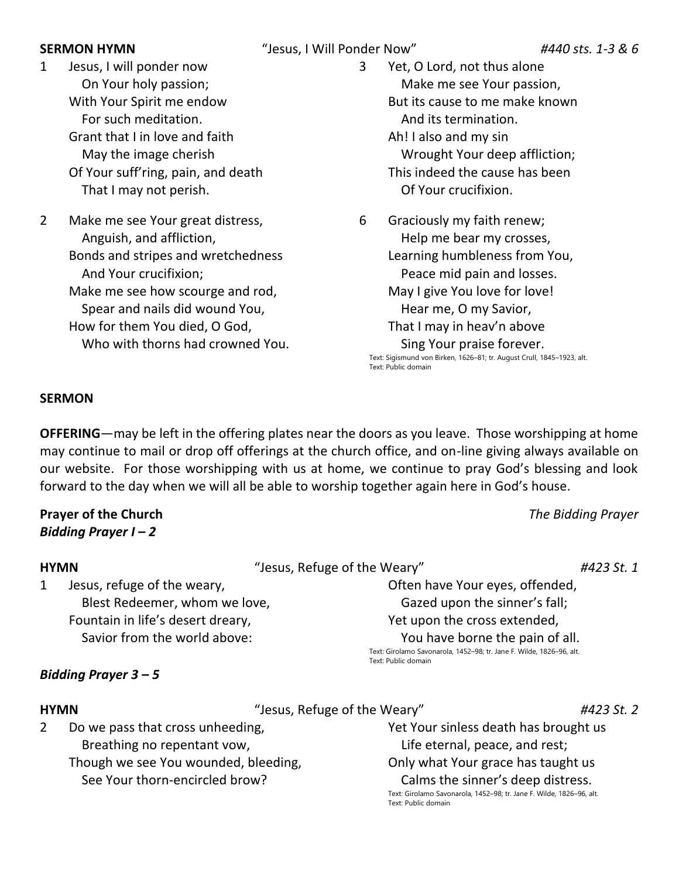**SERMON HYMN** "Jesus, I Will Ponder Now" *#440 sts. 1-3 & 6*

1 Jesus, I will ponder now
On Your holy passion;
With Your Spirit me endow
For such meditation.
Grant that I in love and faith
May the image cherish
Of Your suff'ring, pain, and death
That I may not perish.

2 Make me see Your great distress,
Anguish, and affliction,
Bonds and stripes and wretchedness
And Your crucifixion;
Make me see how scourge and rod,
Spear and nails did wound You,
How for them You died, O God,
Who with thorns had crowned You.

3 Yet, O Lord, not thus alone
Make me see Your passion,
But its cause to me make known
And its termination.
Ah! I also and my sin
Wrought Your deep affliction;
This indeed the cause has been
Of Your crucifixion.

6 Graciously my faith renew;
Help me bear my crosses,
Learning humbleness from You,
Peace mid pain and losses.
May I give You love for love!
Hear me, O my Savior,
That I may in heav'n above
Sing Your praise forever.

Text: Sigismund von Birken, 1626–81; tr. August Crull, 1845–1923, alt.
Text: Public domain

**SERMON**

**OFFERING**—may be left in the offering plates near the doors as you leave. Those worshipping at home may continue to mail or drop off offerings at the church office, and on-line giving always available on our website. For those worshipping with us at home, we continue to pray God's blessing and look forward to the day when we will all be able to worship together again here in God's house.

**Prayer of the Church** *The Bidding Prayer*

***Bidding Prayer I – 2***

**HYMN** "Jesus, Refuge of the Weary" *#423 St. 1*

1 Jesus, refuge of the weary,
Blest Redeemer, whom we love,
Fountain in life's desert dreary,
Savior from the world above:
Often have Your eyes, offended,
Gazed upon the sinner's fall;
Yet upon the cross extended,
You have borne the pain of all.

Text: Girolamo Savonarola, 1452–98; tr. Jane F. Wilde, 1826–96, alt.
Text: Public domain

***Bidding Prayer 3 – 5***

**HYMN** "Jesus, Refuge of the Weary" *#423 St. 2*

2 Do we pass that cross unheeding,
Breathing no repentant vow,
Though we see You wounded, bleeding,
See Your thorn-encircled brow?
Yet Your sinless death has brought us
Life eternal, peace, and rest;
Only what Your grace has taught us
Calms the sinner's deep distress.

Text: Girolamo Savonarola, 1452–98; tr. Jane F. Wilde, 1826–96, alt.
Text: Public domain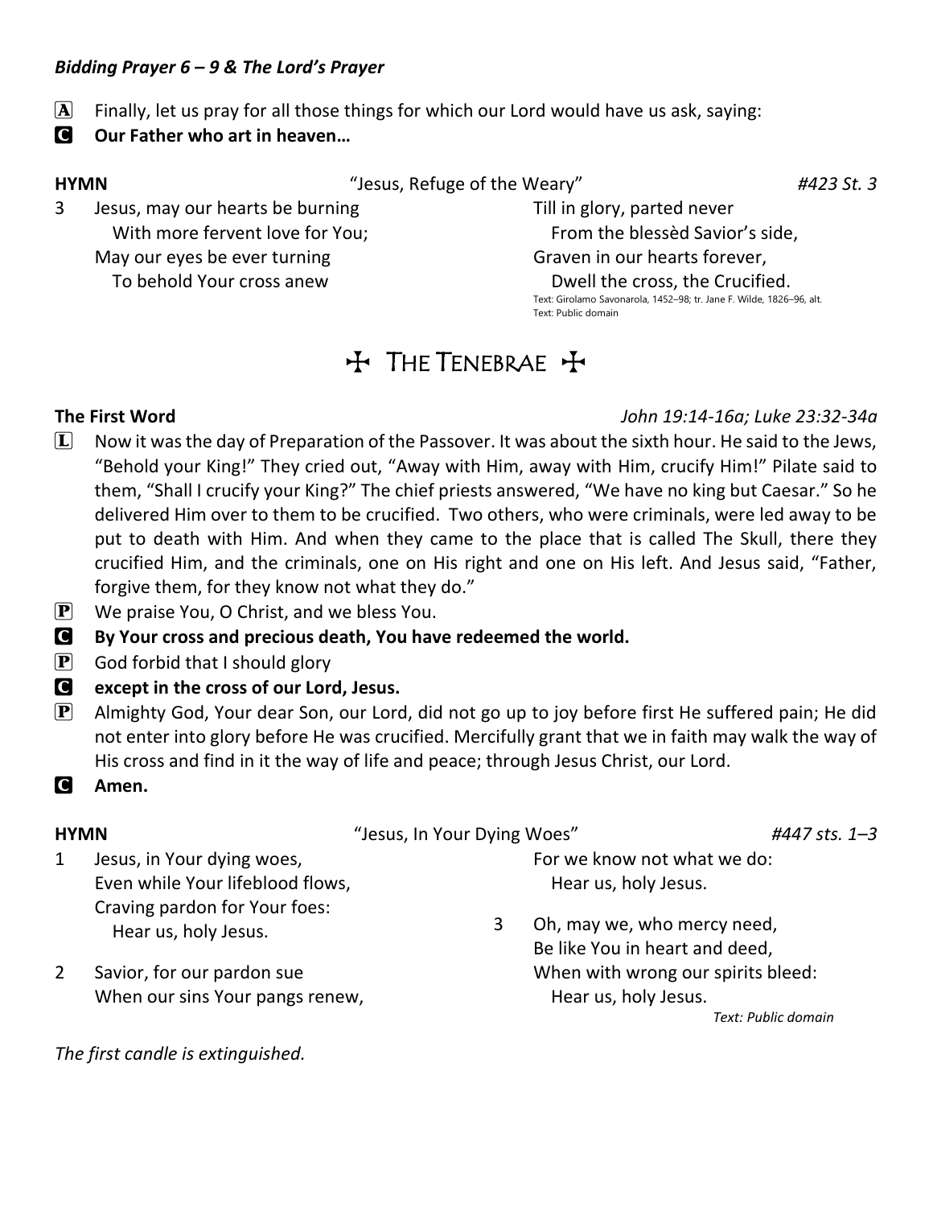***Bidding Prayer 6 – 9 & The Lord's Prayer***

**A** Finally, let us pray for all those things for which our Lord would have us ask, saying:

**C** **Our Father who art in heaven…**

**HYMN** "Jesus, Refuge of the Weary" *#423 St. 3*

3 Jesus, may our hearts be burning
With more fervent love for You;
May our eyes be ever turning
To behold Your cross anew
Till in glory, parted never
From the blessèd Savior's side,
Graven in our hearts forever,
Dwell the cross, the Crucified.

Text: Girolamo Savonarola, 1452–98; tr. Jane F. Wilde, 1826–96, alt.
Text: Public domain

# ✠ The Tenebrae ✠

**The First Word** *John 19:14-16a; Luke 23:32-34a*

**L** Now it was the day of Preparation of the Passover. It was about the sixth hour. He said to the Jews, "Behold your King!" They cried out, "Away with Him, away with Him, crucify Him!" Pilate said to them, "Shall I crucify your King?" The chief priests answered, "We have no king but Caesar." So he delivered Him over to them to be crucified. Two others, who were criminals, were led away to be put to death with Him. And when they came to the place that is called The Skull, there they crucified Him, and the criminals, one on His right and one on His left. And Jesus said, "Father, forgive them, for they know not what they do."

**P** We praise You, O Christ, and we bless You.

**C** **By Your cross and precious death, You have redeemed the world.**

**P** God forbid that I should glory

**C** **except in the cross of our Lord, Jesus.**

**P** Almighty God, Your dear Son, our Lord, did not go up to joy before first He suffered pain; He did not enter into glory before He was crucified. Mercifully grant that we in faith may walk the way of His cross and find in it the way of life and peace; through Jesus Christ, our Lord.

**C** **Amen.**

**HYMN** "Jesus, In Your Dying Woes" *#447 sts. 1–3*

1 Jesus, in Your dying woes,
Even while Your lifeblood flows,
Craving pardon for Your foes:
Hear us, holy Jesus.

2 Savior, for our pardon sue
When our sins Your pangs renew,
For we know not what we do:
Hear us, holy Jesus.

3 Oh, may we, who mercy need,
Be like You in heart and deed,
When with wrong our spirits bleed:
Hear us, holy Jesus.

*Text: Public domain*

*The first candle is extinguished.*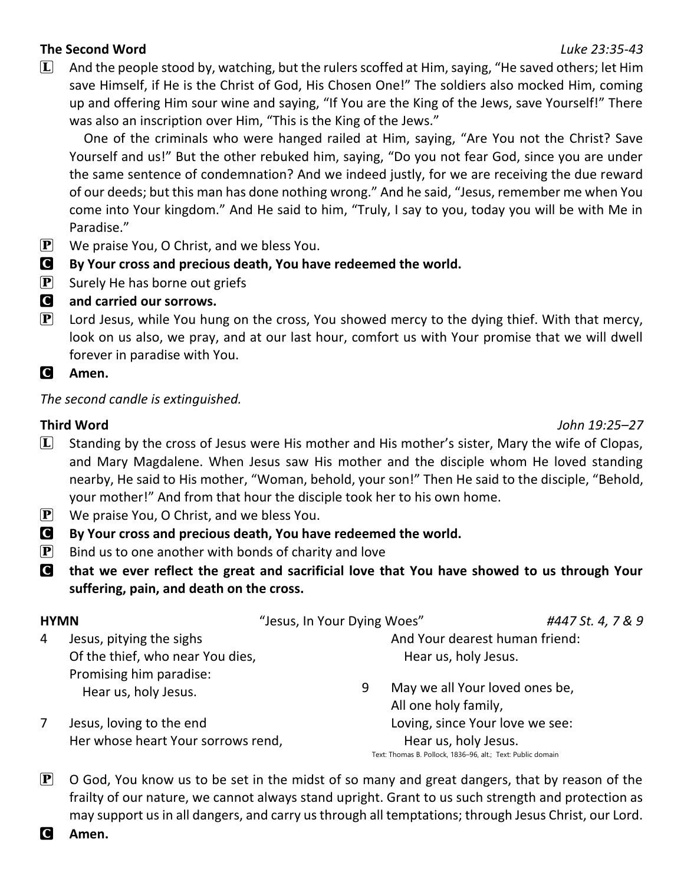**The Second Word** *Luke 23:35-43*

L And the people stood by, watching, but the rulers scoffed at Him, saying, “He saved others; let Him save Himself, if He is the Christ of God, His Chosen One!” The soldiers also mocked Him, coming up and offering Him sour wine and saying, “If You are the King of the Jews, save Yourself!” There was also an inscription over Him, “This is the King of the Jews.”

One of the criminals who were hanged railed at Him, saying, “Are You not the Christ? Save Yourself and us!” But the other rebuked him, saying, “Do you not fear God, since you are under the same sentence of condemnation? And we indeed justly, for we are receiving the due reward of our deeds; but this man has done nothing wrong.” And he said, “Jesus, remember me when You come into Your kingdom.” And He said to him, “Truly, I say to you, today you will be with Me in Paradise.”

P We praise You, O Christ, and we bless You.

C **By Your cross and precious death, You have redeemed the world.**

P Surely He has borne out griefs

C **and carried our sorrows.**

P Lord Jesus, while You hung on the cross, You showed mercy to the dying thief. With that mercy, look on us also, we pray, and at our last hour, comfort us with Your promise that we will dwell forever in paradise with You.

C **Amen.**

*The second candle is extinguished.*

**Third Word** *John 19:25–27*

L Standing by the cross of Jesus were His mother and His mother’s sister, Mary the wife of Clopas, and Mary Magdalene. When Jesus saw His mother and the disciple whom He loved standing nearby, He said to His mother, “Woman, behold, your son!” Then He said to the disciple, “Behold, your mother!” And from that hour the disciple took her to his own home.

P We praise You, O Christ, and we bless You.

C **By Your cross and precious death, You have redeemed the world.**

P Bind us to one another with bonds of charity and love

C **that we ever reflect the great and sacrificial love that You have showed to us through Your suffering, pain, and death on the cross.**

**HYMN** “Jesus, In Your Dying Woes” *#447 St. 4, 7 & 9*

4 Jesus, pitying the sighs
Of the thief, who near You dies,
Promising him paradise:
Hear us, holy Jesus.

7 Jesus, loving to the end
Her whose heart Your sorrows rend,
And Your dearest human friend:
Hear us, holy Jesus.

9 May we all Your loved ones be,
All one holy family,
Loving, since Your love we see:
Hear us, holy Jesus.

Text: Thomas B. Pollock, 1836–96, alt.; Text: Public domain

P O God, You know us to be set in the midst of so many and great dangers, that by reason of the frailty of our nature, we cannot always stand upright. Grant to us such strength and protection as may support us in all dangers, and carry us through all temptations; through Jesus Christ, our Lord.

C **Amen.**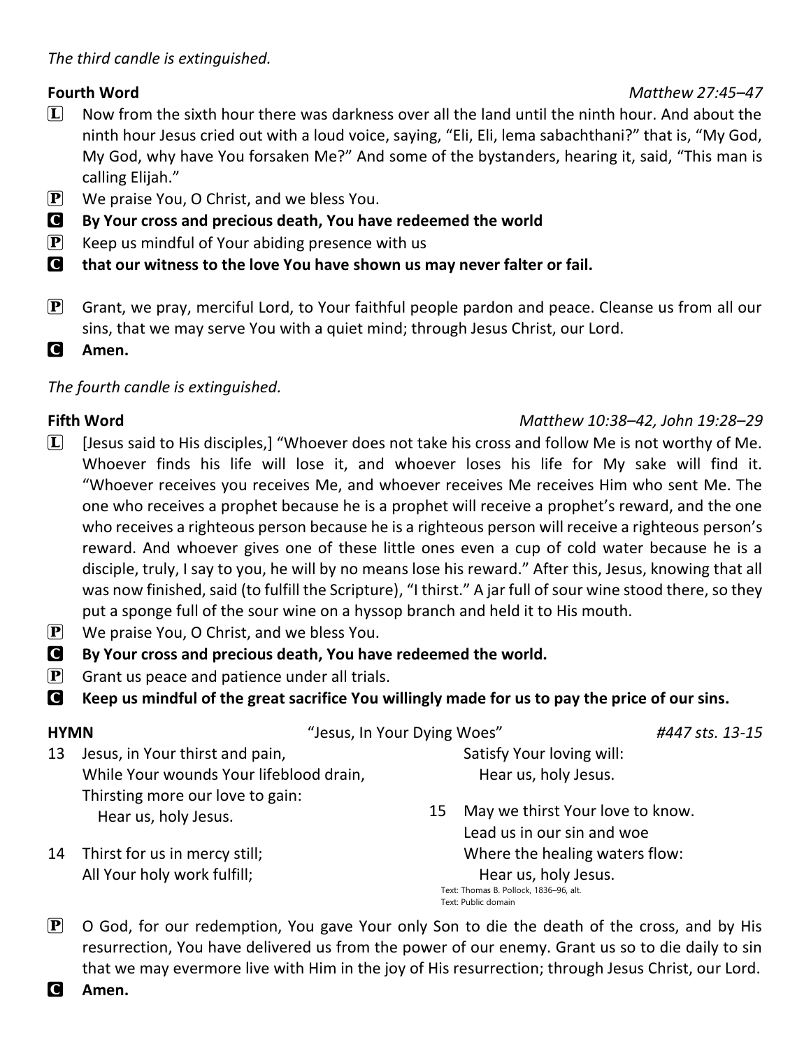*The third candle is extinguished.*

**Fourth Word** *Matthew 27:45–47*

L Now from the sixth hour there was darkness over all the land until the ninth hour. And about the ninth hour Jesus cried out with a loud voice, saying, "Eli, Eli, lema sabachthani?" that is, "My God, My God, why have You forsaken Me?" And some of the bystanders, hearing it, said, "This man is calling Elijah."

P We praise You, O Christ, and we bless You.

C **By Your cross and precious death, You have redeemed the world**

P Keep us mindful of Your abiding presence with us

C **that our witness to the love You have shown us may never falter or fail.**

P Grant, we pray, merciful Lord, to Your faithful people pardon and peace. Cleanse us from all our sins, that we may serve You with a quiet mind; through Jesus Christ, our Lord.

C **Amen.**

*The fourth candle is extinguished.*

**Fifth Word** *Matthew 10:38–42, John 19:28–29*

L [Jesus said to His disciples,] "Whoever does not take his cross and follow Me is not worthy of Me. Whoever finds his life will lose it, and whoever loses his life for My sake will find it. "Whoever receives you receives Me, and whoever receives Me receives Him who sent Me. The one who receives a prophet because he is a prophet will receive a prophet's reward, and the one who receives a righteous person because he is a righteous person will receive a righteous person's reward. And whoever gives one of these little ones even a cup of cold water because he is a disciple, truly, I say to you, he will by no means lose his reward." After this, Jesus, knowing that all was now finished, said (to fulfill the Scripture), "I thirst." A jar full of sour wine stood there, so they put a sponge full of the sour wine on a hyssop branch and held it to His mouth.

P We praise You, O Christ, and we bless You.

C **By Your cross and precious death, You have redeemed the world.**

P Grant us peace and patience under all trials.

C **Keep us mindful of the great sacrifice You willingly made for us to pay the price of our sins.**

**HYMN** "Jesus, In Your Dying Woes" *#447 sts. 13-15*

13 Jesus, in Your thirst and pain,
While Your wounds Your lifeblood drain,
Thirsting more our love to gain:
Hear us, holy Jesus.

14 Thirst for us in mercy still;
All Your holy work fulfill;
Satisfy Your loving will:
Hear us, holy Jesus.

15 May we thirst Your love to know.
Lead us in our sin and woe
Where the healing waters flow:
Hear us, holy Jesus.

Text: Thomas B. Pollock, 1836–96, alt.
Text: Public domain

P O God, for our redemption, You gave Your only Son to die the death of the cross, and by His resurrection, You have delivered us from the power of our enemy. Grant us so to die daily to sin that we may evermore live with Him in the joy of His resurrection; through Jesus Christ, our Lord.

C **Amen.**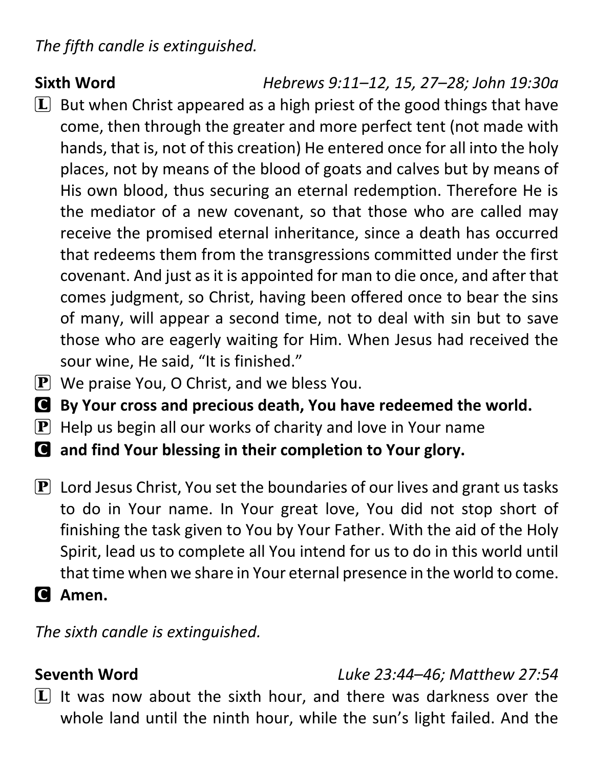*The fifth candle is extinguished.*

**Sixth Word** *Hebrews 9:11–12, 15, 27–28; John 19:30a*

L But when Christ appeared as a high priest of the good things that have come, then through the greater and more perfect tent (not made with hands, that is, not of this creation) He entered once for all into the holy places, not by means of the blood of goats and calves but by means of His own blood, thus securing an eternal redemption. Therefore He is the mediator of a new covenant, so that those who are called may receive the promised eternal inheritance, since a death has occurred that redeems them from the transgressions committed under the first covenant. And just as it is appointed for man to die once, and after that comes judgment, so Christ, having been offered once to bear the sins of many, will appear a second time, not to deal with sin but to save those who are eagerly waiting for Him. When Jesus had received the sour wine, He said, "It is finished."

P We praise You, O Christ, and we bless You.

C **By Your cross and precious death, You have redeemed the world.**

P Help us begin all our works of charity and love in Your name

C **and find Your blessing in their completion to Your glory.**

P Lord Jesus Christ, You set the boundaries of our lives and grant us tasks to do in Your name. In Your great love, You did not stop short of finishing the task given to You by Your Father. With the aid of the Holy Spirit, lead us to complete all You intend for us to do in this world until that time when we share in Your eternal presence in the world to come.

C **Amen.**

*The sixth candle is extinguished.*

**Seventh Word** *Luke 23:44–46; Matthew 27:54*

L It was now about the sixth hour, and there was darkness over the whole land until the ninth hour, while the sun's light failed. And the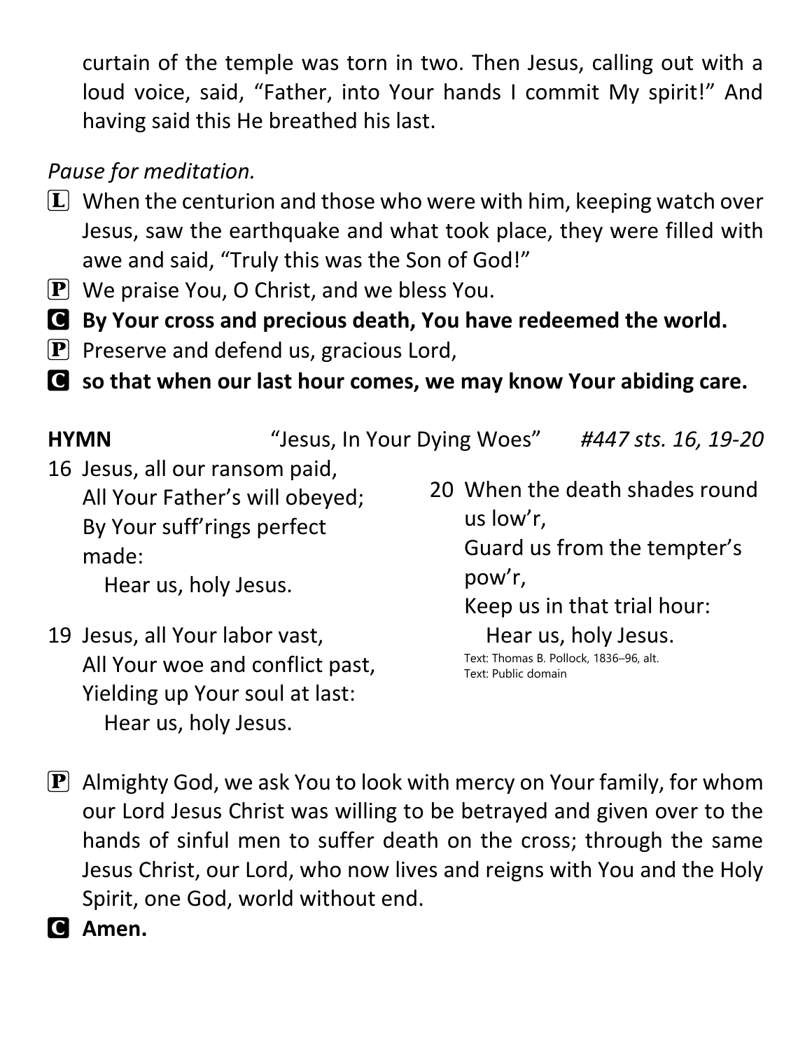curtain of the temple was torn in two. Then Jesus, calling out with a loud voice, said, "Father, into Your hands I commit My spirit!" And having said this He breathed his last.

*Pause for meditation.*

L When the centurion and those who were with him, keeping watch over Jesus, saw the earthquake and what took place, they were filled with awe and said, "Truly this was the Son of God!"

P We praise You, O Christ, and we bless You.

C **By Your cross and precious death, You have redeemed the world.**

P Preserve and defend us, gracious Lord,

C **so that when our last hour comes, we may know Your abiding care.**

**HYMN** "Jesus, In Your Dying Woes" *#447 sts. 16, 19-20*

16 Jesus, all our ransom paid,
All Your Father's will obeyed;
By Your suff'rings perfect made:
Hear us, holy Jesus.

19 Jesus, all Your labor vast,
All Your woe and conflict past,
Yielding up Your soul at last:
Hear us, holy Jesus.

20 When the death shades round us low'r,
Guard us from the tempter's pow'r,
Keep us in that trial hour:
Hear us, holy Jesus.

Text: Thomas B. Pollock, 1836–96, alt.
Text: Public domain

P Almighty God, we ask You to look with mercy on Your family, for whom our Lord Jesus Christ was willing to be betrayed and given over to the hands of sinful men to suffer death on the cross; through the same Jesus Christ, our Lord, who now lives and reigns with You and the Holy Spirit, one God, world without end.

C **Amen.**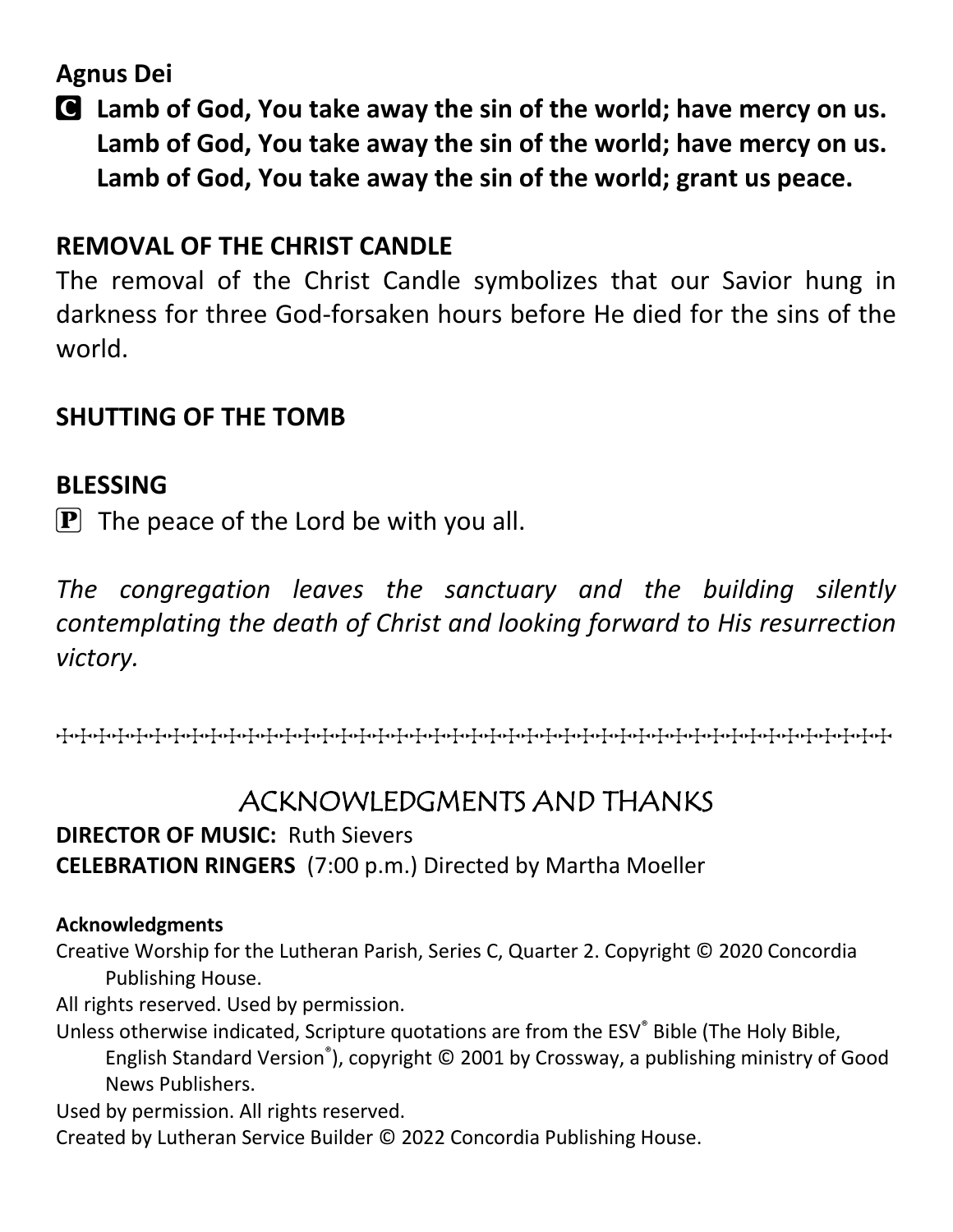**Agnus Dei**

**C Lamb of God, You take away the sin of the world; have mercy on us.
Lamb of God, You take away the sin of the world; have mercy on us.
Lamb of God, You take away the sin of the world; grant us peace.**

**REMOVAL OF THE CHRIST CANDLE**

The removal of the Christ Candle symbolizes that our Savior hung in darkness for three God-forsaken hours before He died for the sins of the world.

**SHUTTING OF THE TOMB**

**BLESSING**

P The peace of the Lord be with you all.

*The congregation leaves the sanctuary and the building silently contemplating the death of Christ and looking forward to His resurrection victory.*

---

## ACKNOWLEDGMENTS AND THANKS

**DIRECTOR OF MUSIC:** Ruth Sievers
**CELEBRATION RINGERS** (7:00 p.m.) Directed by Martha Moeller

**Acknowledgments**

Creative Worship for the Lutheran Parish, Series C, Quarter 2. Copyright © 2020 Concordia Publishing House.

All rights reserved. Used by permission.

Unless otherwise indicated, Scripture quotations are from the ESV® Bible (The Holy Bible, English Standard Version®), copyright © 2001 by Crossway, a publishing ministry of Good News Publishers.

Used by permission. All rights reserved.

Created by Lutheran Service Builder © 2022 Concordia Publishing House.